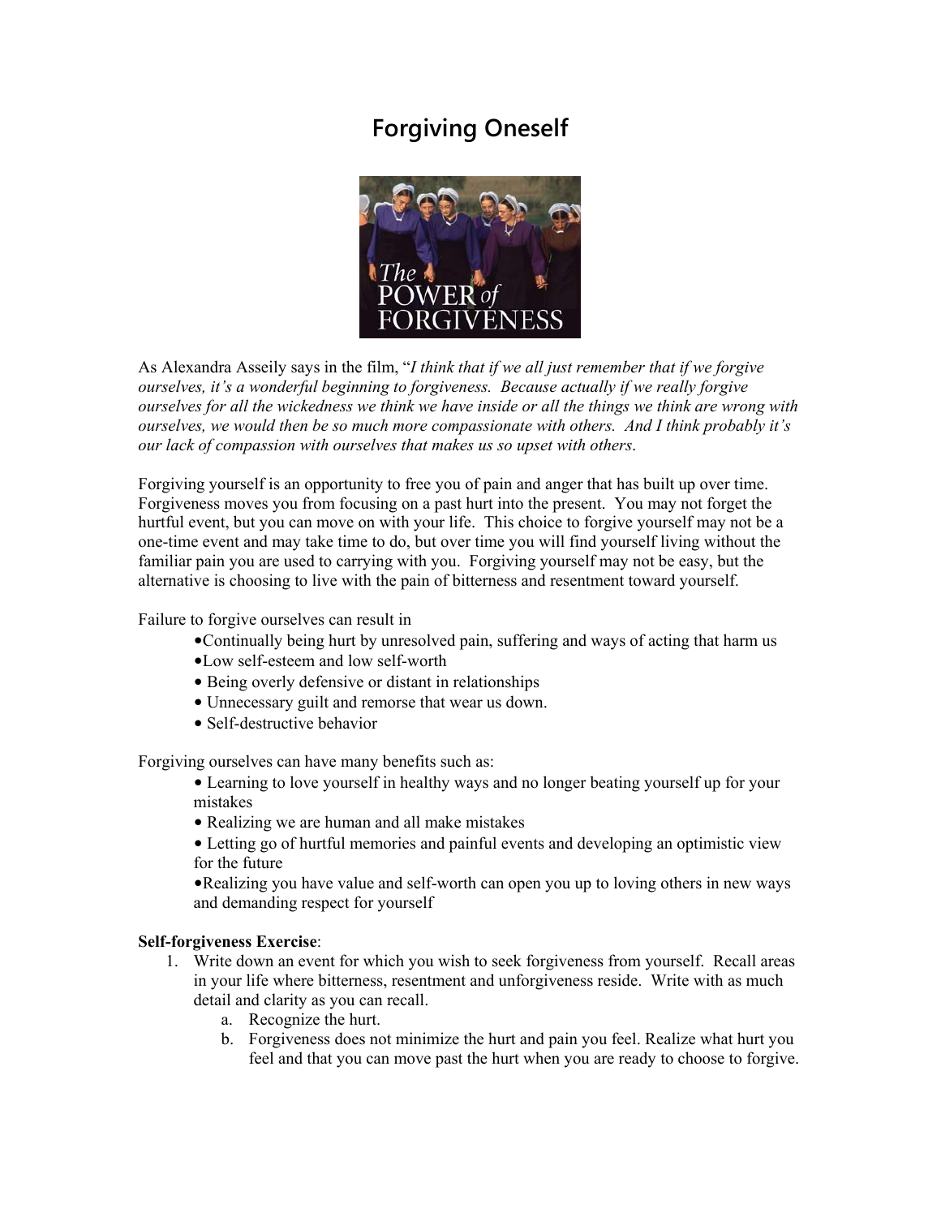# Forgiving Oneself

As Alexandra Asseily says in the film, "*I think that if we all just remember that if we forgive ourselves, it's a wonderful beginning to forgiveness. Because actually if we really forgive ourselves for all the wickedness we think we have inside or all the things we think are wrong with ourselves, we would then be so much more compassionate with others. And I think probably it's our lack of compassion with ourselves that makes us so upset with others*.

Forgiving yourself is an opportunity to free you of pain and anger that has built up over time. Forgiveness moves you from focusing on a past hurt into the present. You may not forget the hurtful event, but you can move on with your life. This choice to forgive yourself may not be a one-time event and may take time to do, but over time you will find yourself living without the familiar pain you are used to carrying with you. Forgiving yourself may not be easy, but the alternative is choosing to live with the pain of bitterness and resentment toward yourself.

Failure to forgive ourselves can result in

- Continually being hurt by unresolved pain, suffering and ways of acting that harm us
- Low self-esteem and low self-worth
- Being overly defensive or distant in relationships
- Unnecessary guilt and remorse that wear us down.
- Self-destructive behavior

Forgiving ourselves can have many benefits such as:

- Learning to love yourself in healthy ways and no longer beating yourself up for your mistakes
- Realizing we are human and all make mistakes
- Letting go of hurtful memories and painful events and developing an optimistic view for the future
- Realizing you have value and self-worth can open you up to loving others in new ways and demanding respect for yourself

**Self-forgiveness Exercise**:

1. Write down an event for which you wish to seek forgiveness from yourself. Recall areas in your life where bitterness, resentment and unforgiveness reside. Write with as much detail and clarity as you can recall.
    a. Recognize the hurt.
    b. Forgiveness does not minimize the hurt and pain you feel. Realize what hurt you feel and that you can move past the hurt when you are ready to choose to forgive.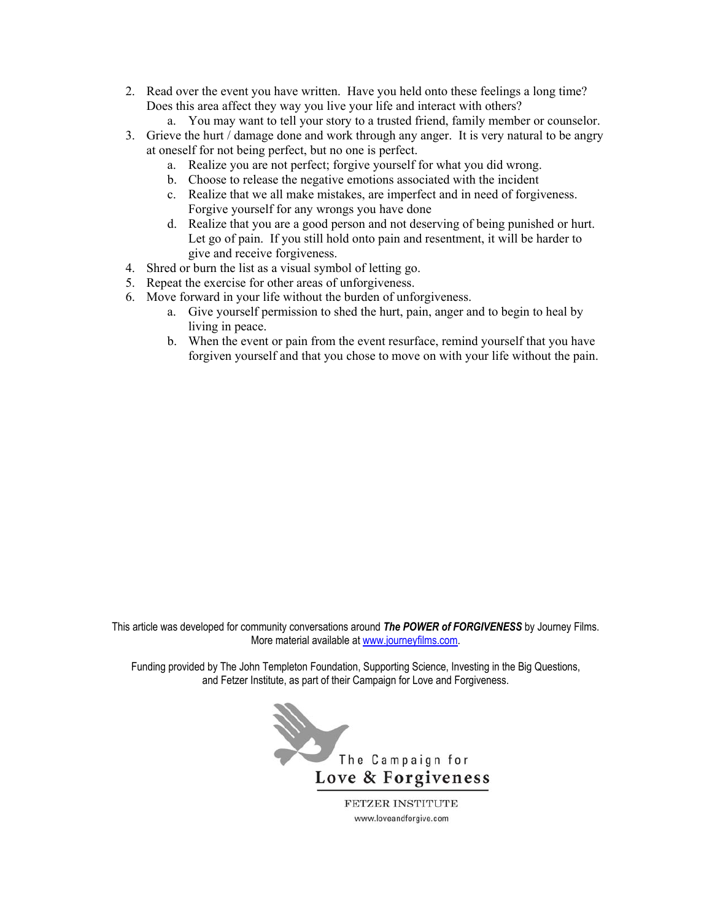2. Read over the event you have written. Have you held onto these feelings a long time? Does this area affect they way you live your life and interact with others?
   a. You may want to tell your story to a trusted friend, family member or counselor.
3. Grieve the hurt / damage done and work through any anger. It is very natural to be angry at oneself for not being perfect, but no one is perfect.
   a. Realize you are not perfect; forgive yourself for what you did wrong.
   b. Choose to release the negative emotions associated with the incident
   c. Realize that we all make mistakes, are imperfect and in need of forgiveness. Forgive yourself for any wrongs you have done
   d. Realize that you are a good person and not deserving of being punished or hurt. Let go of pain. If you still hold onto pain and resentment, it will be harder to give and receive forgiveness.
4. Shred or burn the list as a visual symbol of letting go.
5. Repeat the exercise for other areas of unforgiveness.
6. Move forward in your life without the burden of unforgiveness.
   a. Give yourself permission to shed the hurt, pain, anger and to begin to heal by living in peace.
   b. When the event or pain from the event resurface, remind yourself that you have forgiven yourself and that you chose to move on with your life without the pain.

This article was developed for community conversations around ***The POWER of FORGIVENESS*** by Journey Films. More material available at [www.journeyfilms.com](http://www.journeyfilms.com).

Funding provided by The John Templeton Foundation, Supporting Science, Investing in the Big Questions, and Fetzer Institute, as part of their Campaign for Love and Forgiveness.

The Campaign for
**Love & Forgiveness**

FETZER INSTITUTE
www.loveandforgive.com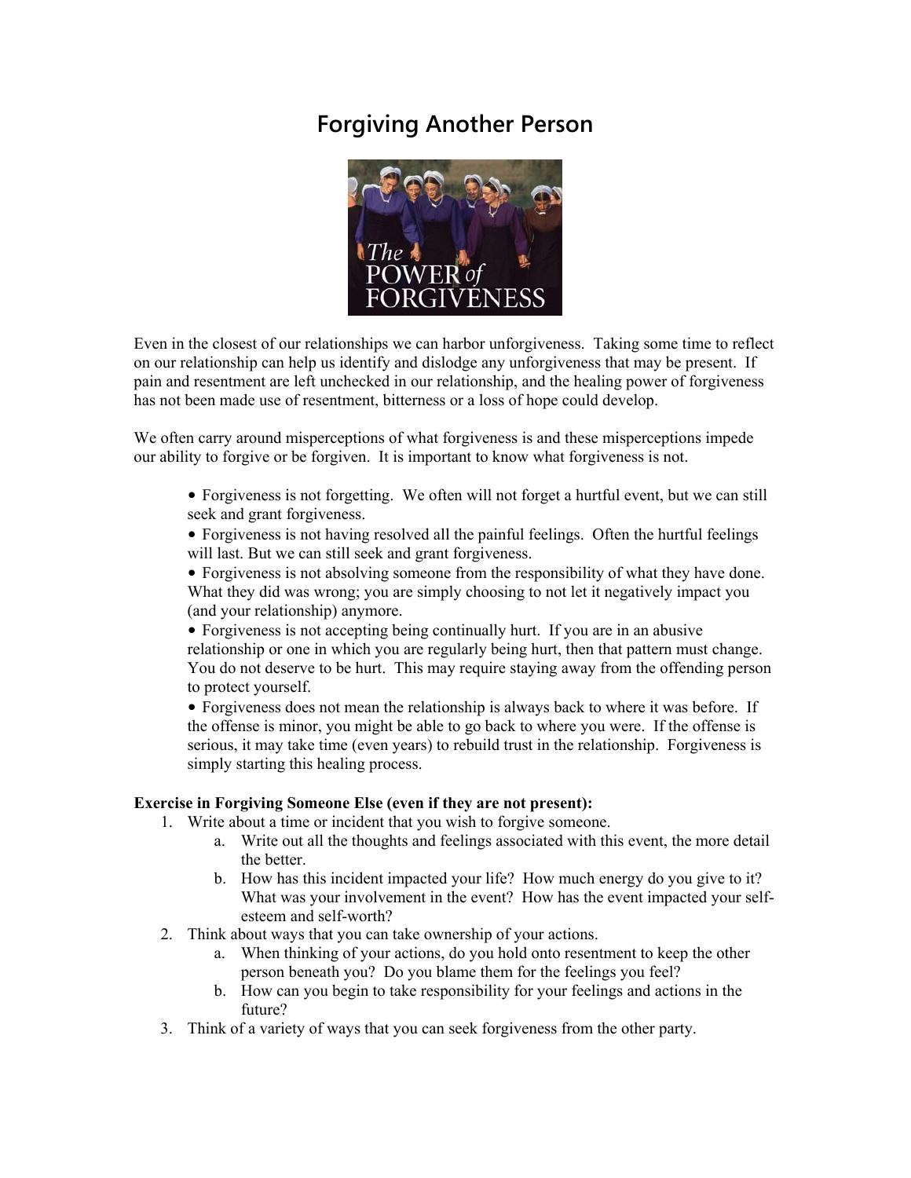# Forgiving Another Person

Even in the closest of our relationships we can harbor unforgiveness. Taking some time to reflect on our relationship can help us identify and dislodge any unforgiveness that may be present. If pain and resentment are left unchecked in our relationship, and the healing power of forgiveness has not been made use of resentment, bitterness or a loss of hope could develop.

We often carry around misperceptions of what forgiveness is and these misperceptions impede our ability to forgive or be forgiven. It is important to know what forgiveness is not.

- Forgiveness is not forgetting. We often will not forget a hurtful event, but we can still seek and grant forgiveness.
- Forgiveness is not having resolved all the painful feelings. Often the hurtful feelings will last. But we can still seek and grant forgiveness.
- Forgiveness is not absolving someone from the responsibility of what they have done. What they did was wrong; you are simply choosing to not let it negatively impact you (and your relationship) anymore.
- Forgiveness is not accepting being continually hurt. If you are in an abusive relationship or one in which you are regularly being hurt, then that pattern must change. You do not deserve to be hurt. This may require staying away from the offending person to protect yourself.
- Forgiveness does not mean the relationship is always back to where it was before. If the offense is minor, you might be able to go back to where you were. If the offense is serious, it may take time (even years) to rebuild trust in the relationship. Forgiveness is simply starting this healing process.

**Exercise in Forgiving Someone Else (even if they are not present):**

1. Write about a time or incident that you wish to forgive someone.
   a. Write out all the thoughts and feelings associated with this event, the more detail the better.
   b. How has this incident impacted your life? How much energy do you give to it? What was your involvement in the event? How has the event impacted your self-esteem and self-worth?
2. Think about ways that you can take ownership of your actions.
   a. When thinking of your actions, do you hold onto resentment to keep the other person beneath you? Do you blame them for the feelings you feel?
   b. How can you begin to take responsibility for your feelings and actions in the future?
3. Think of a variety of ways that you can seek forgiveness from the other party.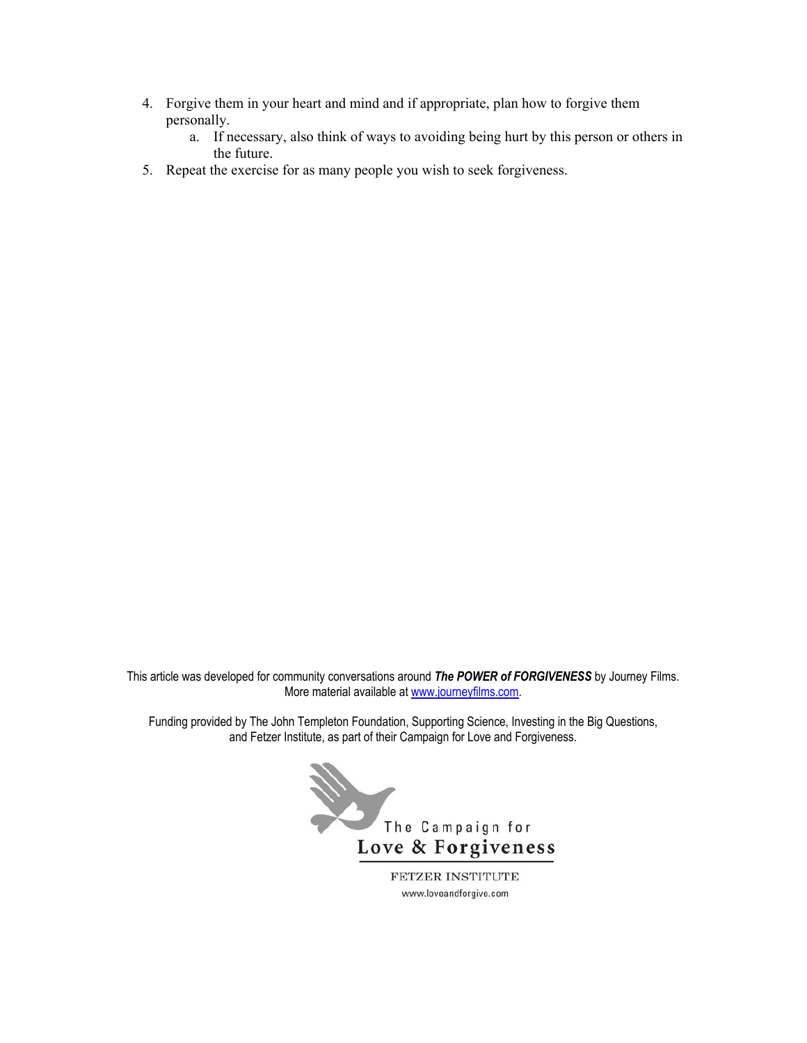4. Forgive them in your heart and mind and if appropriate, plan how to forgive them personally.
    a. If necessary, also think of ways to avoiding being hurt by this person or others in the future.
5. Repeat the exercise for as many people you wish to seek forgiveness.

This article was developed for community conversations around ***The POWER of FORGIVENESS*** by Journey Films. More material available at www.journeyfilms.com.

Funding provided by The John Templeton Foundation, Supporting Science, Investing in the Big Questions, and Fetzer Institute, as part of their Campaign for Love and Forgiveness.

The Campaign for
Love & Forgiveness

FETZER INSTITUTE
www.loveandforgive.com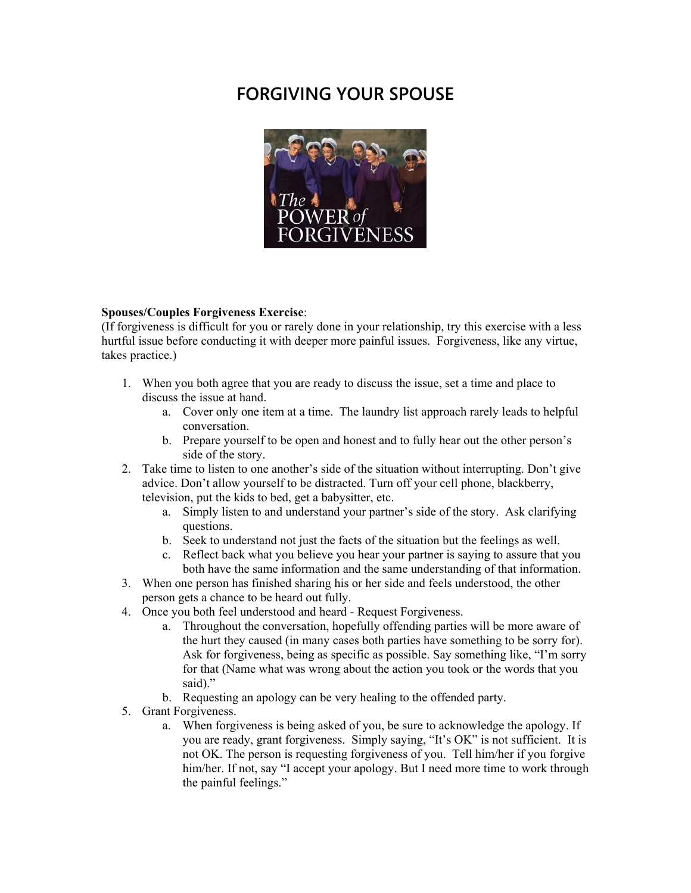# FORGIVING YOUR SPOUSE

**Spouses/Couples Forgiveness Exercise**:
(If forgiveness is difficult for you or rarely done in your relationship, try this exercise with a less hurtful issue before conducting it with deeper more painful issues. Forgiveness, like any virtue, takes practice.)

1. When you both agree that you are ready to discuss the issue, set a time and place to discuss the issue at hand.
   a. Cover only one item at a time. The laundry list approach rarely leads to helpful conversation.
   b. Prepare yourself to be open and honest and to fully hear out the other person's side of the story.
2. Take time to listen to one another's side of the situation without interrupting. Don't give advice. Don't allow yourself to be distracted. Turn off your cell phone, blackberry, television, put the kids to bed, get a babysitter, etc.
   a. Simply listen to and understand your partner's side of the story. Ask clarifying questions.
   b. Seek to understand not just the facts of the situation but the feelings as well.
   c. Reflect back what you believe you hear your partner is saying to assure that you both have the same information and the same understanding of that information.
3. When one person has finished sharing his or her side and feels understood, the other person gets a chance to be heard out fully.
4. Once you both feel understood and heard - Request Forgiveness.
   a. Throughout the conversation, hopefully offending parties will be more aware of the hurt they caused (in many cases both parties have something to be sorry for). Ask for forgiveness, being as specific as possible. Say something like, "I'm sorry for that (Name what was wrong about the action you took or the words that you said)."
   b. Requesting an apology can be very healing to the offended party.
5. Grant Forgiveness.
   a. When forgiveness is being asked of you, be sure to acknowledge the apology. If you are ready, grant forgiveness. Simply saying, "It's OK" is not sufficient. It is not OK. The person is requesting forgiveness of you. Tell him/her if you forgive him/her. If not, say "I accept your apology. But I need more time to work through the painful feelings."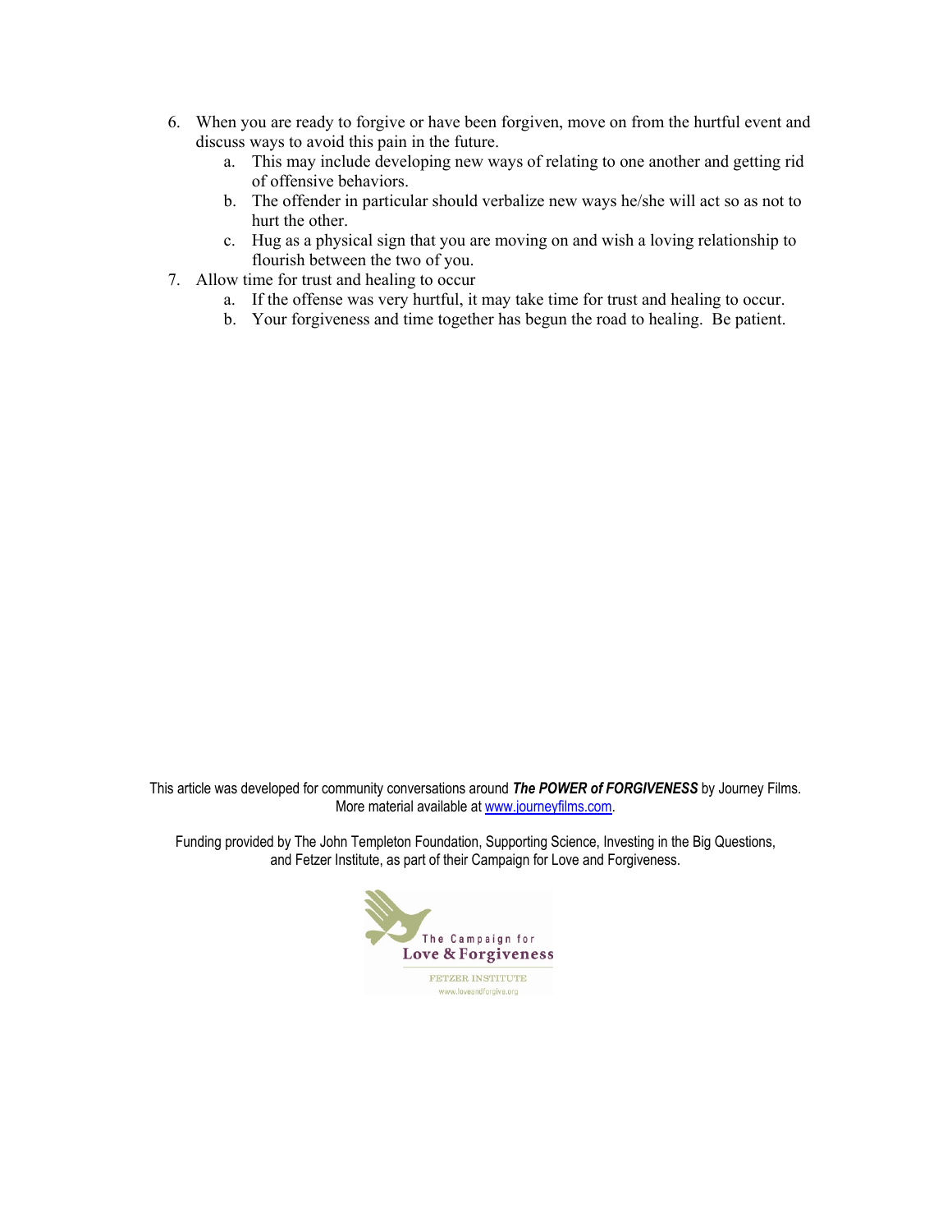6. When you are ready to forgive or have been forgiven, move on from the hurtful event and discuss ways to avoid this pain in the future.
   a. This may include developing new ways of relating to one another and getting rid of offensive behaviors.
   b. The offender in particular should verbalize new ways he/she will act so as not to hurt the other.
   c. Hug as a physical sign that you are moving on and wish a loving relationship to flourish between the two of you.
7. Allow time for trust and healing to occur
   a. If the offense was very hurtful, it may take time for trust and healing to occur.
   b. Your forgiveness and time together has begun the road to healing. Be patient.

This article was developed for community conversations around ***The POWER of FORGIVENESS*** by Journey Films. More material available at www.journeyfilms.com.

Funding provided by The John Templeton Foundation, Supporting Science, Investing in the Big Questions, and Fetzer Institute, as part of their Campaign for Love and Forgiveness.

The Campaign for Love & Forgiveness

FETZER INSTITUTE

www.loveandforgive.org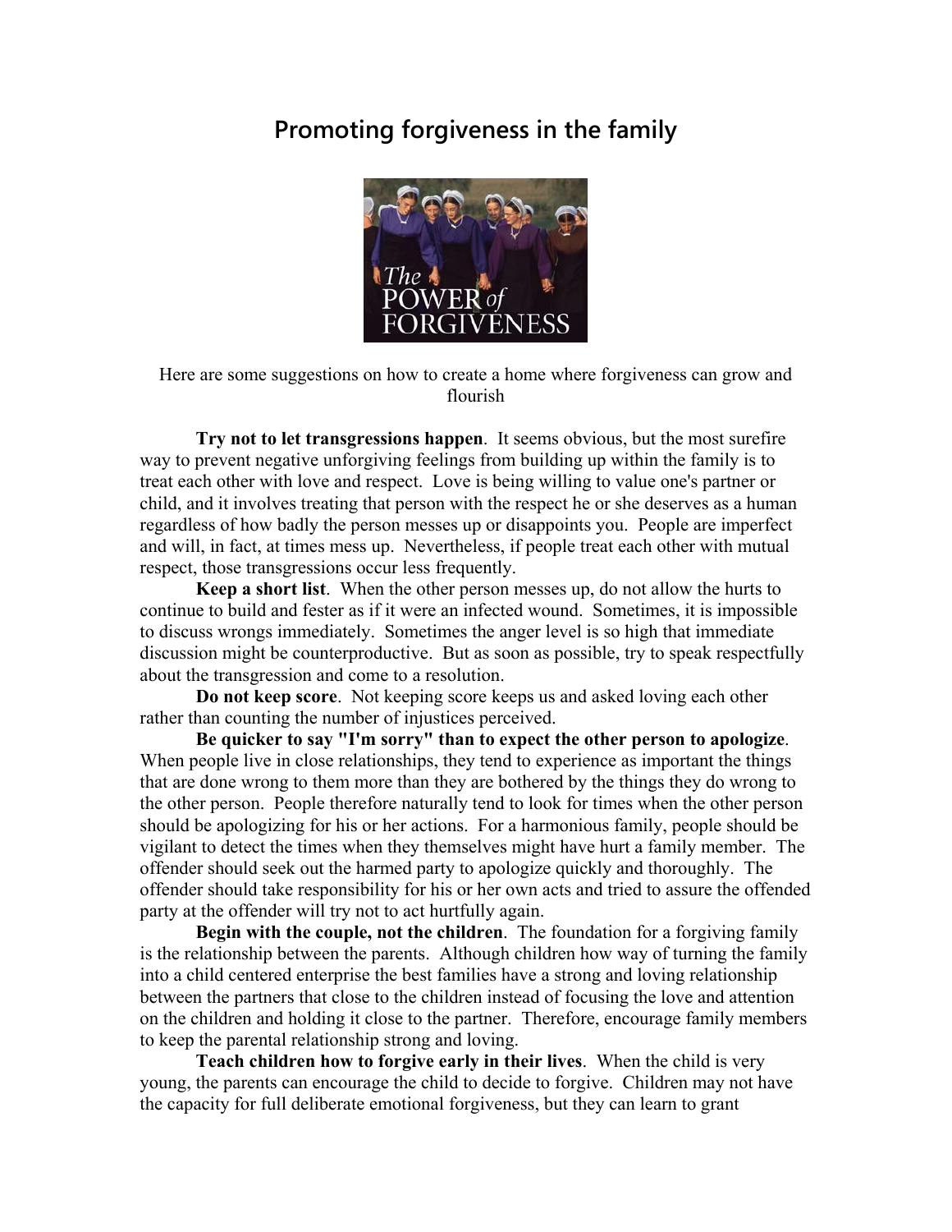# Promoting forgiveness in the family

Here are some suggestions on how to create a home where forgiveness can grow and flourish

**Try not to let transgressions happen**. It seems obvious, but the most surefire way to prevent negative unforgiving feelings from building up within the family is to treat each other with love and respect. Love is being willing to value one's partner or child, and it involves treating that person with the respect he or she deserves as a human regardless of how badly the person messes up or disappoints you. People are imperfect and will, in fact, at times mess up. Nevertheless, if people treat each other with mutual respect, those transgressions occur less frequently.

**Keep a short list**. When the other person messes up, do not allow the hurts to continue to build and fester as if it were an infected wound. Sometimes, it is impossible to discuss wrongs immediately. Sometimes the anger level is so high that immediate discussion might be counterproductive. But as soon as possible, try to speak respectfully about the transgression and come to a resolution.

**Do not keep score**. Not keeping score keeps us and asked loving each other rather than counting the number of injustices perceived.

**Be quicker to say "I'm sorry" than to expect the other person to apologize**. When people live in close relationships, they tend to experience as important the things that are done wrong to them more than they are bothered by the things they do wrong to the other person. People therefore naturally tend to look for times when the other person should be apologizing for his or her actions. For a harmonious family, people should be vigilant to detect the times when they themselves might have hurt a family member. The offender should seek out the harmed party to apologize quickly and thoroughly. The offender should take responsibility for his or her own acts and tried to assure the offended party at the offender will try not to act hurtfully again.

**Begin with the couple, not the children**. The foundation for a forgiving family is the relationship between the parents. Although children how way of turning the family into a child centered enterprise the best families have a strong and loving relationship between the partners that close to the children instead of focusing the love and attention on the children and holding it close to the partner. Therefore, encourage family members to keep the parental relationship strong and loving.

**Teach children how to forgive early in their lives**. When the child is very young, the parents can encourage the child to decide to forgive. Children may not have the capacity for full deliberate emotional forgiveness, but they can learn to grant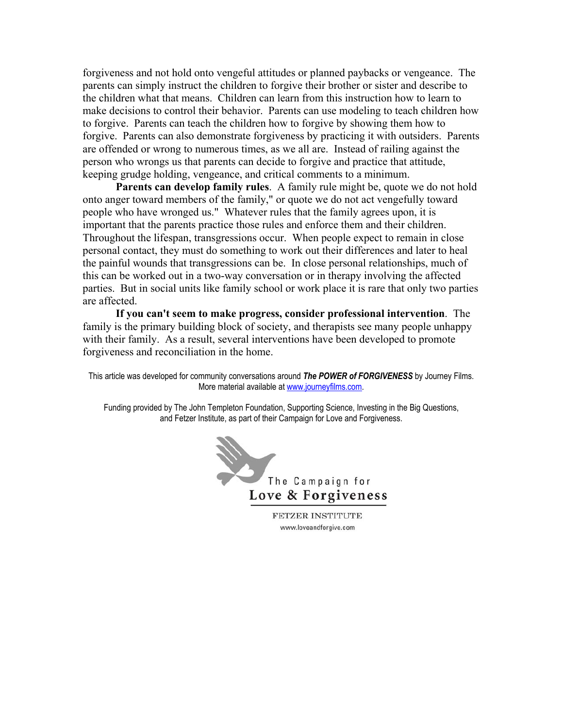forgiveness and not hold onto vengeful attitudes or planned paybacks or vengeance. The parents can simply instruct the children to forgive their brother or sister and describe to the children what that means. Children can learn from this instruction how to learn to make decisions to control their behavior. Parents can use modeling to teach children how to forgive. Parents can teach the children how to forgive by showing them how to forgive. Parents can also demonstrate forgiveness by practicing it with outsiders. Parents are offended or wrong to numerous times, as we all are. Instead of railing against the person who wrongs us that parents can decide to forgive and practice that attitude, keeping grudge holding, vengeance, and critical comments to a minimum.

**Parents can develop family rules**. A family rule might be, quote we do not hold onto anger toward members of the family," or quote we do not act vengefully toward people who have wronged us." Whatever rules that the family agrees upon, it is important that the parents practice those rules and enforce them and their children. Throughout the lifespan, transgressions occur. When people expect to remain in close personal contact, they must do something to work out their differences and later to heal the painful wounds that transgressions can be. In close personal relationships, much of this can be worked out in a two-way conversation or in therapy involving the affected parties. But in social units like family school or work place it is rare that only two parties are affected.

**If you can't seem to make progress, consider professional intervention**. The family is the primary building block of society, and therapists see many people unhappy with their family. As a result, several interventions have been developed to promote forgiveness and reconciliation in the home.

This article was developed for community conversations around ***The POWER of FORGIVENESS*** by Journey Films. More material available at www.journeyfilms.com.

Funding provided by The John Templeton Foundation, Supporting Science, Investing in the Big Questions, and Fetzer Institute, as part of their Campaign for Love and Forgiveness.

The Campaign for
Love & Forgiveness

FETZER INSTITUTE
www.loveandforgive.com